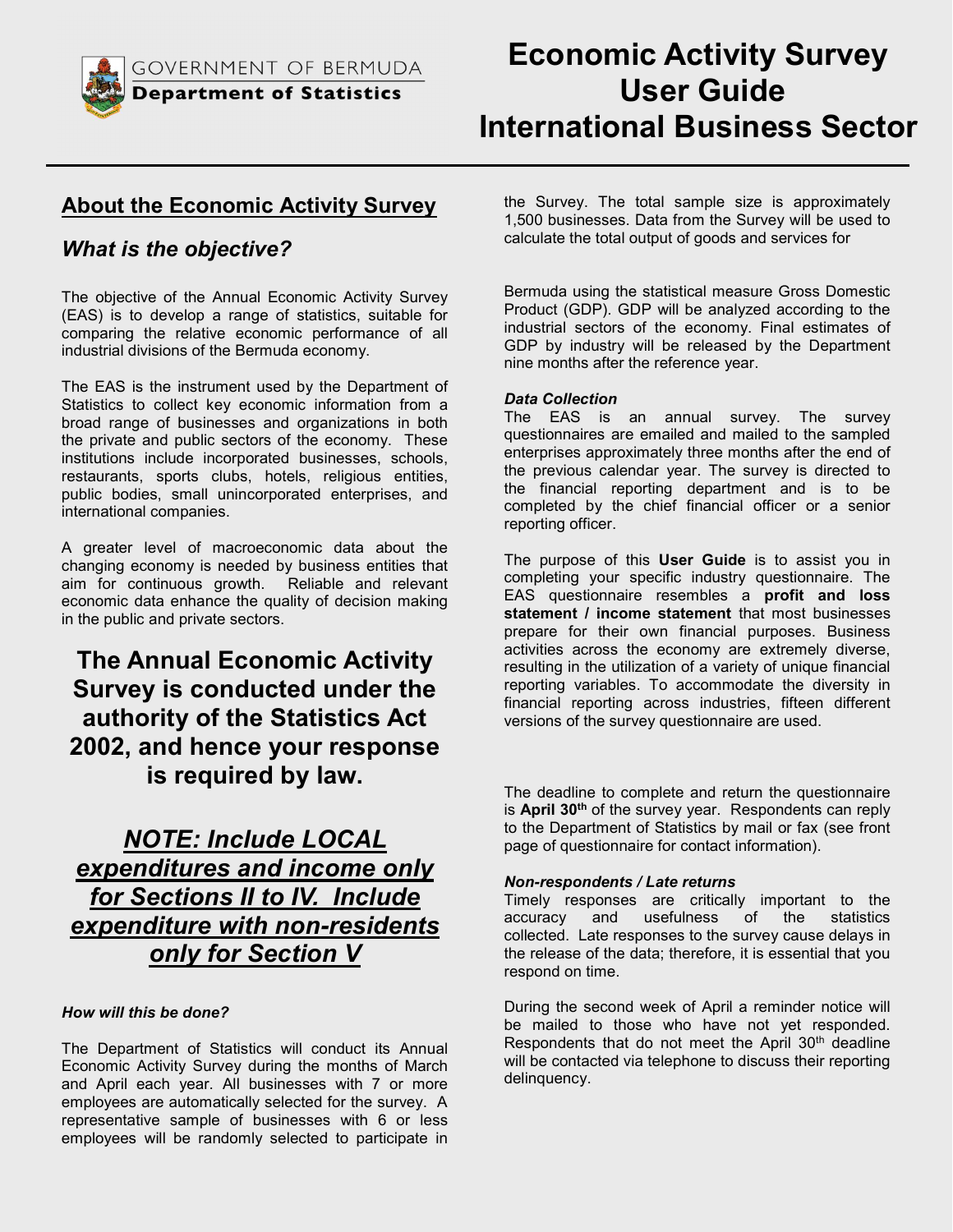GOVERNMENT OF BERMUDA
**Department of Statistics**

# Economic Activity Survey User Guide International Business Sector

## About the Economic Activity Survey

### *What is the objective?*

The objective of the Annual Economic Activity Survey (EAS) is to develop a range of statistics, suitable for comparing the relative economic performance of all industrial divisions of the Bermuda economy.

The EAS is the instrument used by the Department of Statistics to collect key economic information from a broad range of businesses and organizations in both the private and public sectors of the economy. These institutions include incorporated businesses, schools, restaurants, sports clubs, hotels, religious entities, public bodies, small unincorporated enterprises, and international companies.

A greater level of macroeconomic data about the changing economy is needed by business entities that aim for continuous growth. Reliable and relevant economic data enhance the quality of decision making in the public and private sectors.

**The Annual Economic Activity Survey is conducted under the authority of the Statistics Act 2002, and hence your response is required by law.**

***NOTE: Include LOCAL expenditures and income only for Sections II to IV. Include expenditure with non-residents only for Section V***

#### *How will this be done?*

The Department of Statistics will conduct its Annual Economic Activity Survey during the months of March and April each year. All businesses with 7 or more employees are automatically selected for the survey. A representative sample of businesses with 6 or less employees will be randomly selected to participate in the Survey. The total sample size is approximately 1,500 businesses. Data from the Survey will be used to calculate the total output of goods and services for Bermuda using the statistical measure Gross Domestic Product (GDP). GDP will be analyzed according to the industrial sectors of the economy. Final estimates of GDP by industry will be released by the Department nine months after the reference year.

#### *Data Collection*

The EAS is an annual survey. The survey questionnaires are emailed and mailed to the sampled enterprises approximately three months after the end of the previous calendar year. The survey is directed to the financial reporting department and is to be completed by the chief financial officer or a senior reporting officer.

The purpose of this **User Guide** is to assist you in completing your specific industry questionnaire. The EAS questionnaire resembles a **profit and loss statement / income statement** that most businesses prepare for their own financial purposes. Business activities across the economy are extremely diverse, resulting in the utilization of a variety of unique financial reporting variables. To accommodate the diversity in financial reporting across industries, fifteen different versions of the survey questionnaire are used.

The deadline to complete and return the questionnaire is **April 30th** of the survey year. Respondents can reply to the Department of Statistics by mail or fax (see front page of questionnaire for contact information).

#### *Non-respondents / Late returns*

Timely responses are critically important to the accuracy and usefulness of the statistics collected. Late responses to the survey cause delays in the release of the data; therefore, it is essential that you respond on time.

During the second week of April a reminder notice will be mailed to those who have not yet responded. Respondents that do not meet the April 30th deadline will be contacted via telephone to discuss their reporting delinquency.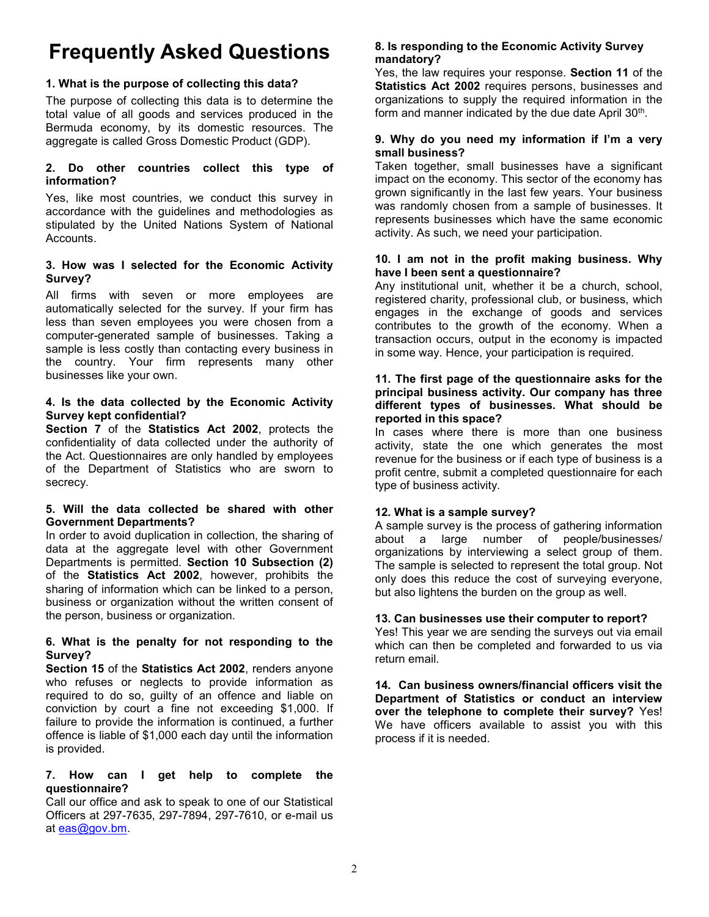# Frequently Asked Questions

**1. What is the purpose of collecting this data?**

The purpose of collecting this data is to determine the total value of all goods and services produced in the Bermuda economy, by its domestic resources. The aggregate is called Gross Domestic Product (GDP).

**2. Do other countries collect this type of information?**

Yes, like most countries, we conduct this survey in accordance with the guidelines and methodologies as stipulated by the United Nations System of National Accounts.

**3. How was I selected for the Economic Activity Survey?**

All firms with seven or more employees are automatically selected for the survey. If your firm has less than seven employees you were chosen from a computer-generated sample of businesses. Taking a sample is less costly than contacting every business in the country. Your firm represents many other businesses like your own.

**4. Is the data collected by the Economic Activity Survey kept confidential?**

**Section 7** of the **Statistics Act 2002**, protects the confidentiality of data collected under the authority of the Act. Questionnaires are only handled by employees of the Department of Statistics who are sworn to secrecy.

**5. Will the data collected be shared with other Government Departments?**

In order to avoid duplication in collection, the sharing of data at the aggregate level with other Government Departments is permitted. **Section 10 Subsection (2)** of the **Statistics Act 2002**, however, prohibits the sharing of information which can be linked to a person, business or organization without the written consent of the person, business or organization.

**6. What is the penalty for not responding to the Survey?**

**Section 15** of the **Statistics Act 2002**, renders anyone who refuses or neglects to provide information as required to do so, guilty of an offence and liable on conviction by court a fine not exceeding $1,000. If failure to provide the information is continued, a further offence is liable of $1,000 each day until the information is provided.

**7. How can I get help to complete the questionnaire?**

Call our office and ask to speak to one of our Statistical Officers at 297-7635, 297-7894, 297-7610, or e-mail us at eas@gov.bm.

**8. Is responding to the Economic Activity Survey mandatory?**

Yes, the law requires your response. **Section 11** of the **Statistics Act 2002** requires persons, businesses and organizations to supply the required information in the form and manner indicated by the due date April 30th.

**9. Why do you need my information if I'm a very small business?**

Taken together, small businesses have a significant impact on the economy. This sector of the economy has grown significantly in the last few years. Your business was randomly chosen from a sample of businesses. It represents businesses which have the same economic activity. As such, we need your participation.

**10. I am not in the profit making business. Why have I been sent a questionnaire?**

Any institutional unit, whether it be a church, school, registered charity, professional club, or business, which engages in the exchange of goods and services contributes to the growth of the economy. When a transaction occurs, output in the economy is impacted in some way. Hence, your participation is required.

**11. The first page of the questionnaire asks for the principal business activity. Our company has three different types of businesses. What should be reported in this space?**

In cases where there is more than one business activity, state the one which generates the most revenue for the business or if each type of business is a profit centre, submit a completed questionnaire for each type of business activity.

**12. What is a sample survey?**

A sample survey is the process of gathering information about a large number of people/businesses/ organizations by interviewing a select group of them. The sample is selected to represent the total group. Not only does this reduce the cost of surveying everyone, but also lightens the burden on the group as well.

**13. Can businesses use their computer to report?**

Yes! This year we are sending the surveys out via email which can then be completed and forwarded to us via return email.

**14. Can business owners/financial officers visit the Department of Statistics or conduct an interview over the telephone to complete their survey?** Yes! We have officers available to assist you with this process if it is needed.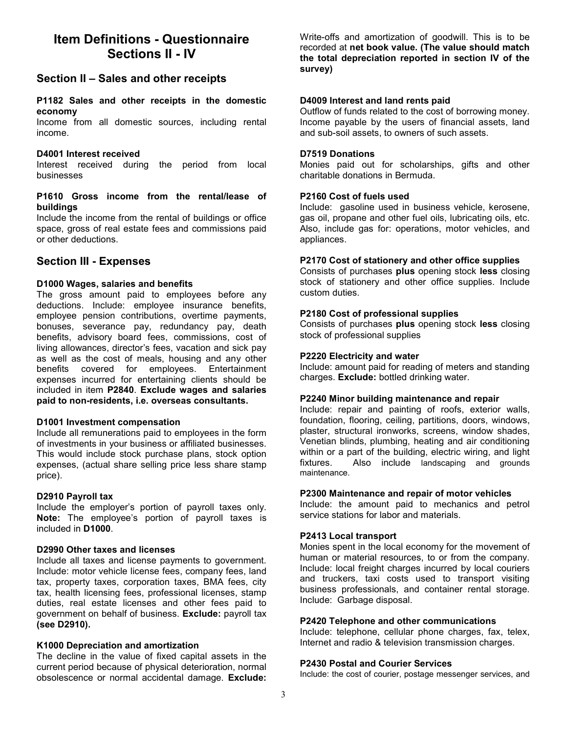# Item Definitions - Questionnaire Sections II - IV

## Section II – Sales and other receipts

**P1182 Sales and other receipts in the domestic economy**
Income from all domestic sources, including rental income.

**D4001 Interest received**
Interest received during the period from local businesses

**P1610 Gross income from the rental/lease of buildings**
Include the income from the rental of buildings or office space, gross of real estate fees and commissions paid or other deductions.

## Section III - Expenses

**D1000 Wages, salaries and benefits**
The gross amount paid to employees before any deductions. Include: employee insurance benefits, employee pension contributions, overtime payments, bonuses, severance pay, redundancy pay, death benefits, advisory board fees, commissions, cost of living allowances, director's fees, vacation and sick pay as well as the cost of meals, housing and any other benefits covered for employees. Entertainment expenses incurred for entertaining clients should be included in item **P2840**. **Exclude wages and salaries paid to non-residents, i.e. overseas consultants.**

**D1001 Investment compensation**
Include all remunerations paid to employees in the form of investments in your business or affiliated businesses. This would include stock purchase plans, stock option expenses, (actual share selling price less share stamp price).

**D2910 Payroll tax**
Include the employer's portion of payroll taxes only. **Note:** The employee's portion of payroll taxes is included in **D1000**.

**D2990 Other taxes and licenses**
Include all taxes and license payments to government. Include: motor vehicle license fees, company fees, land tax, property taxes, corporation taxes, BMA fees, city tax, health licensing fees, professional licenses, stamp duties, real estate licenses and other fees paid to government on behalf of business. **Exclude:** payroll tax **(see D2910).**

**K1000 Depreciation and amortization**
The decline in the value of fixed capital assets in the current period because of physical deterioration, normal obsolescence or normal accidental damage. **Exclude:** Write-offs and amortization of goodwill. This is to be recorded at **net book value. (The value should match the total depreciation reported in section IV of the survey)**

**D4009 Interest and land rents paid**
Outflow of funds related to the cost of borrowing money. Income payable by the users of financial assets, land and sub-soil assets, to owners of such assets.

**D7519 Donations**
Monies paid out for scholarships, gifts and other charitable donations in Bermuda.

**P2160 Cost of fuels used**
Include: gasoline used in business vehicle, kerosene, gas oil, propane and other fuel oils, lubricating oils, etc. Also, include gas for: operations, motor vehicles, and appliances.

**P2170 Cost of stationery and other office supplies**
Consists of purchases **plus** opening stock **less** closing stock of stationery and other office supplies. Include custom duties.

**P2180 Cost of professional supplies**
Consists of purchases **plus** opening stock **less** closing stock of professional supplies

**P2220 Electricity and water**
Include: amount paid for reading of meters and standing charges. **Exclude:** bottled drinking water.

**P2240 Minor building maintenance and repair**
Include: repair and painting of roofs, exterior walls, foundation, flooring, ceiling, partitions, doors, windows, plaster, structural ironworks, screens, window shades, Venetian blinds, plumbing, heating and air conditioning within or a part of the building, electric wiring, and light fixtures. Also include landscaping and grounds maintenance.

**P2300 Maintenance and repair of motor vehicles**
Include: the amount paid to mechanics and petrol service stations for labor and materials.

**P2413 Local transport**
Monies spent in the local economy for the movement of human or material resources, to or from the company. Include: local freight charges incurred by local couriers and truckers, taxi costs used to transport visiting business professionals, and container rental storage. Include: Garbage disposal.

**P2420 Telephone and other communications**
Include: telephone, cellular phone charges, fax, telex, Internet and radio & television transmission charges.

**P2430 Postal and Courier Services**
Include: the cost of courier, postage messenger services, and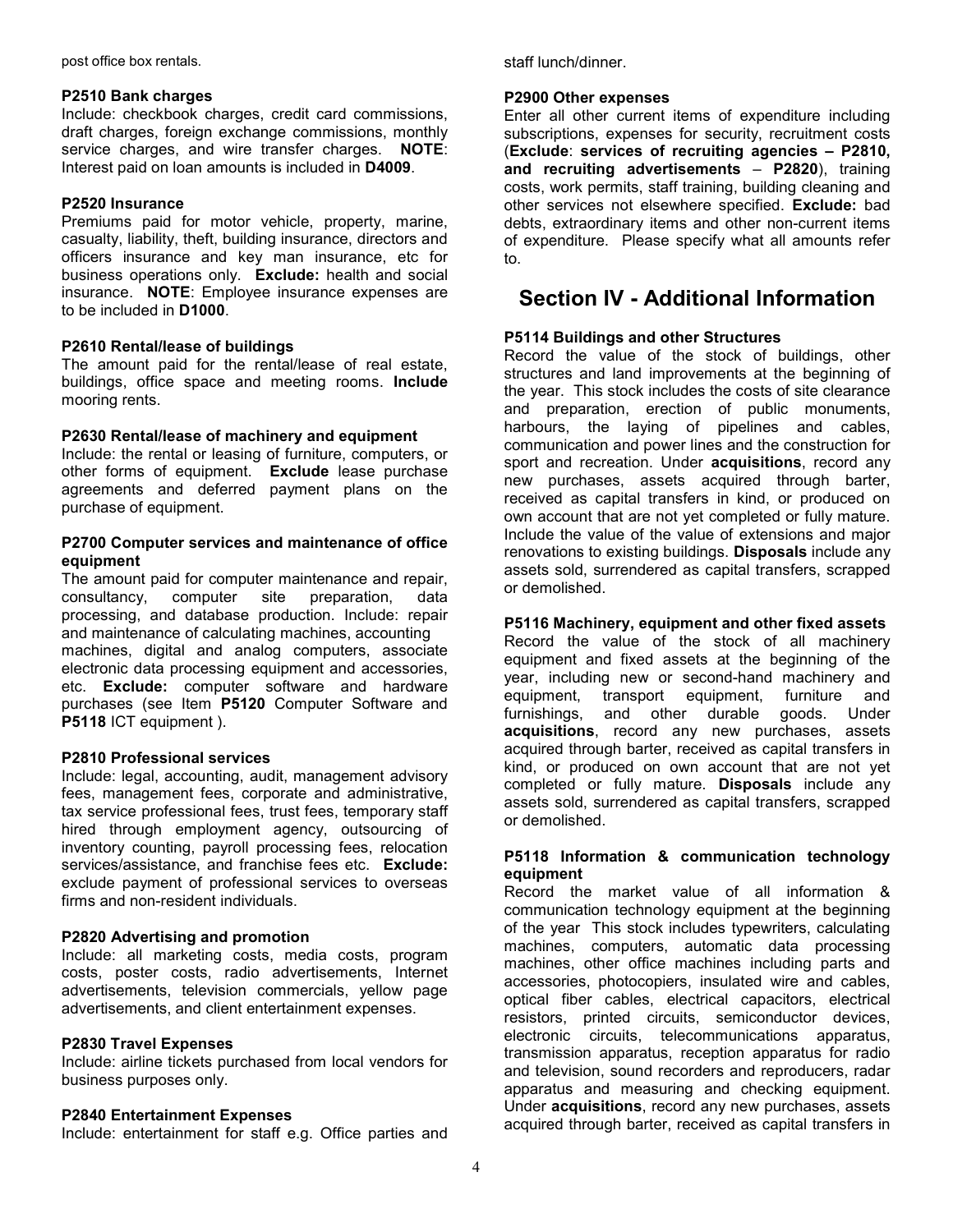post office box rentals.

**P2510 Bank charges**
Include: checkbook charges, credit card commissions, draft charges, foreign exchange commissions, monthly service charges, and wire transfer charges. **NOTE**: Interest paid on loan amounts is included in **D4009**.

**P2520 Insurance**
Premiums paid for motor vehicle, property, marine, casualty, liability, theft, building insurance, directors and officers insurance and key man insurance, etc for business operations only. **Exclude:** health and social insurance. **NOTE**: Employee insurance expenses are to be included in **D1000**.

**P2610 Rental/lease of buildings**
The amount paid for the rental/lease of real estate, buildings, office space and meeting rooms. **Include** mooring rents.

**P2630 Rental/lease of machinery and equipment**
Include: the rental or leasing of furniture, computers, or other forms of equipment. **Exclude** lease purchase agreements and deferred payment plans on the purchase of equipment.

**P2700 Computer services and maintenance of office equipment**
The amount paid for computer maintenance and repair, consultancy, computer site preparation, data processing, and database production. Include: repair and maintenance of calculating machines, accounting machines, digital and analog computers, associate electronic data processing equipment and accessories, etc. **Exclude:** computer software and hardware purchases (see Item **P5120** Computer Software and **P5118** ICT equipment ).

**P2810 Professional services**
Include: legal, accounting, audit, management advisory fees, management fees, corporate and administrative, tax service professional fees, trust fees, temporary staff hired through employment agency, outsourcing of inventory counting, payroll processing fees, relocation services/assistance, and franchise fees etc. **Exclude:** exclude payment of professional services to overseas firms and non-resident individuals.

**P2820 Advertising and promotion**
Include: all marketing costs, media costs, program costs, poster costs, radio advertisements, Internet advertisements, television commercials, yellow page advertisements, and client entertainment expenses.

**P2830 Travel Expenses**
Include: airline tickets purchased from local vendors for business purposes only.

**P2840 Entertainment Expenses**
Include: entertainment for staff e.g. Office parties and staff lunch/dinner.

**P2900 Other expenses**
Enter all other current items of expenditure including subscriptions, expenses for security, recruitment costs (**Exclude**: **services of recruiting agencies – P2810, and recruiting advertisements** – **P2820**), training costs, work permits, staff training, building cleaning and other services not elsewhere specified. **Exclude:** bad debts, extraordinary items and other non-current items of expenditure. Please specify what all amounts refer to.

# Section IV - Additional Information

**P5114 Buildings and other Structures**
Record the value of the stock of buildings, other structures and land improvements at the beginning of the year. This stock includes the costs of site clearance and preparation, erection of public monuments, harbours, the laying of pipelines and cables, communication and power lines and the construction for sport and recreation. Under **acquisitions**, record any new purchases, assets acquired through barter, received as capital transfers in kind, or produced on own account that are not yet completed or fully mature. Include the value of the value of extensions and major renovations to existing buildings. **Disposals** include any assets sold, surrendered as capital transfers, scrapped or demolished.

**P5116 Machinery, equipment and other fixed assets**
Record the value of the stock of all machinery equipment and fixed assets at the beginning of the year, including new or second-hand machinery and equipment, transport equipment, furniture and furnishings, and other durable goods. Under **acquisitions**, record any new purchases, assets acquired through barter, received as capital transfers in kind, or produced on own account that are not yet completed or fully mature. **Disposals** include any assets sold, surrendered as capital transfers, scrapped or demolished.

**P5118 Information & communication technology equipment**
Record the market value of all information & communication technology equipment at the beginning of the year This stock includes typewriters, calculating machines, computers, automatic data processing machines, other office machines including parts and accessories, photocopiers, insulated wire and cables, optical fiber cables, electrical capacitors, electrical resistors, printed circuits, semiconductor devices, electronic circuits, telecommunications apparatus, transmission apparatus, reception apparatus for radio and television, sound recorders and reproducers, radar apparatus and measuring and checking equipment. Under **acquisitions**, record any new purchases, assets acquired through barter, received as capital transfers in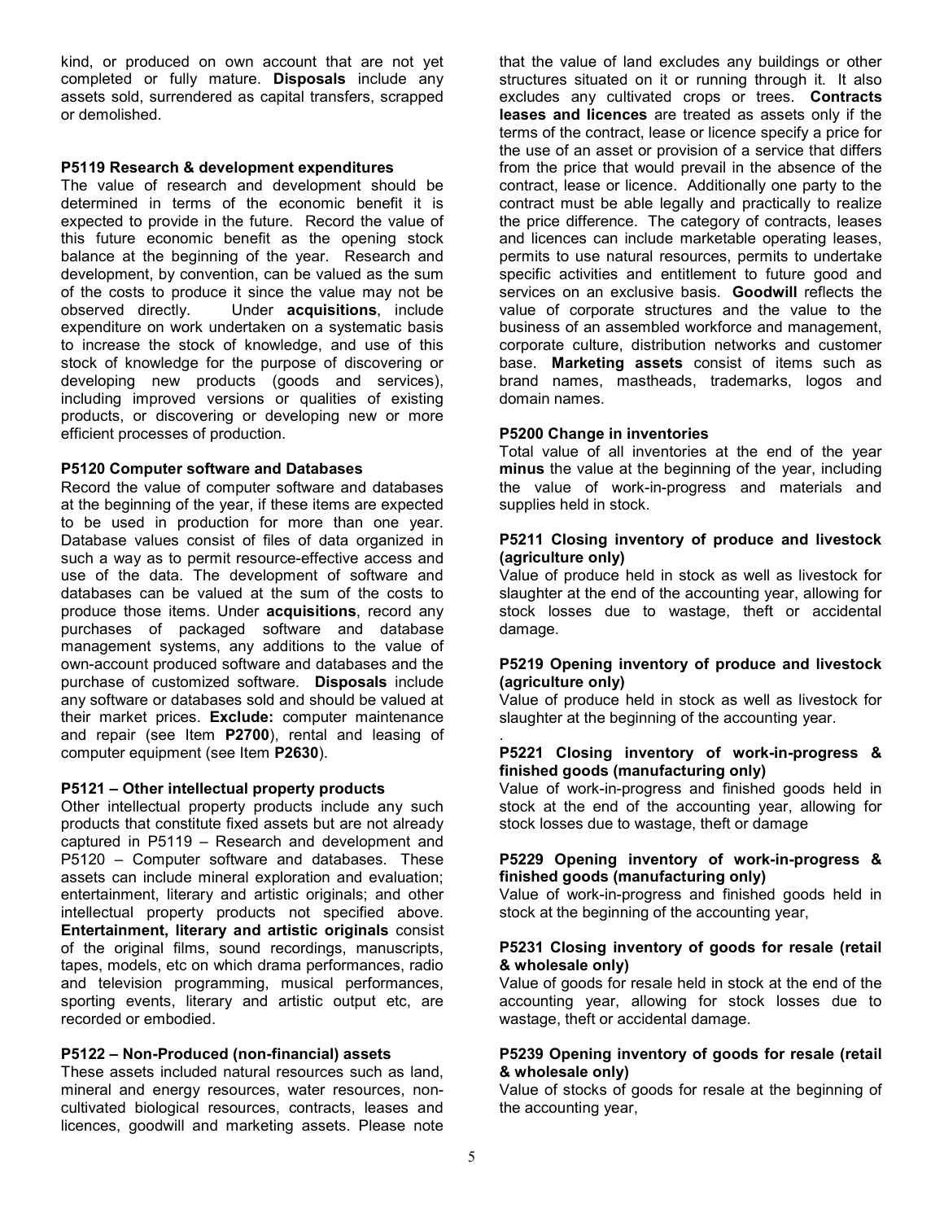kind, or produced on own account that are not yet completed or fully mature. **Disposals** include any assets sold, surrendered as capital transfers, scrapped or demolished.

**P5119 Research & development expenditures**

The value of research and development should be determined in terms of the economic benefit it is expected to provide in the future. Record the value of this future economic benefit as the opening stock balance at the beginning of the year. Research and development, by convention, can be valued as the sum of the costs to produce it since the value may not be observed directly. Under **acquisitions**, include expenditure on work undertaken on a systematic basis to increase the stock of knowledge, and use of this stock of knowledge for the purpose of discovering or developing new products (goods and services), including improved versions or qualities of existing products, or discovering or developing new or more efficient processes of production.

**P5120 Computer software and Databases**

Record the value of computer software and databases at the beginning of the year, if these items are expected to be used in production for more than one year. Database values consist of files of data organized in such a way as to permit resource-effective access and use of the data. The development of software and databases can be valued at the sum of the costs to produce those items. Under **acquisitions**, record any purchases of packaged software and database management systems, any additions to the value of own-account produced software and databases and the purchase of customized software. **Disposals** include any software or databases sold and should be valued at their market prices. **Exclude:** computer maintenance and repair (see Item **P2700**), rental and leasing of computer equipment (see Item **P2630**).

**P5121 – Other intellectual property products**

Other intellectual property products include any such products that constitute fixed assets but are not already captured in P5119 – Research and development and P5120 – Computer software and databases. These assets can include mineral exploration and evaluation; entertainment, literary and artistic originals; and other intellectual property products not specified above. **Entertainment, literary and artistic originals** consist of the original films, sound recordings, manuscripts, tapes, models, etc on which drama performances, radio and television programming, musical performances, sporting events, literary and artistic output etc, are recorded or embodied.

**P5122 – Non-Produced (non-financial) assets**

These assets included natural resources such as land, mineral and energy resources, water resources, non-cultivated biological resources, contracts, leases and licences, goodwill and marketing assets. Please note that the value of land excludes any buildings or other structures situated on it or running through it. It also excludes any cultivated crops or trees. **Contracts leases and licences** are treated as assets only if the terms of the contract, lease or licence specify a price for the use of an asset or provision of a service that differs from the price that would prevail in the absence of the contract, lease or licence. Additionally one party to the contract must be able legally and practically to realize the price difference. The category of contracts, leases and licences can include marketable operating leases, permits to use natural resources, permits to undertake specific activities and entitlement to future good and services on an exclusive basis. **Goodwill** reflects the value of corporate structures and the value to the business of an assembled workforce and management, corporate culture, distribution networks and customer base. **Marketing assets** consist of items such as brand names, mastheads, trademarks, logos and domain names.

**P5200 Change in inventories**

Total value of all inventories at the end of the year **minus** the value at the beginning of the year, including the value of work-in-progress and materials and supplies held in stock.

**P5211 Closing inventory of produce and livestock (agriculture only)**

Value of produce held in stock as well as livestock for slaughter at the end of the accounting year, allowing for stock losses due to wastage, theft or accidental damage.

**P5219 Opening inventory of produce and livestock (agriculture only)**

Value of produce held in stock as well as livestock for slaughter at the beginning of the accounting year.

**P5221 Closing inventory of work-in-progress & finished goods (manufacturing only)**

Value of work-in-progress and finished goods held in stock at the end of the accounting year, allowing for stock losses due to wastage, theft or damage

**P5229 Opening inventory of work-in-progress & finished goods (manufacturing only)**

Value of work-in-progress and finished goods held in stock at the beginning of the accounting year,

**P5231 Closing inventory of goods for resale (retail & wholesale only)**

Value of goods for resale held in stock at the end of the accounting year, allowing for stock losses due to wastage, theft or accidental damage.

**P5239 Opening inventory of goods for resale (retail & wholesale only)**

Value of stocks of goods for resale at the beginning of the accounting year,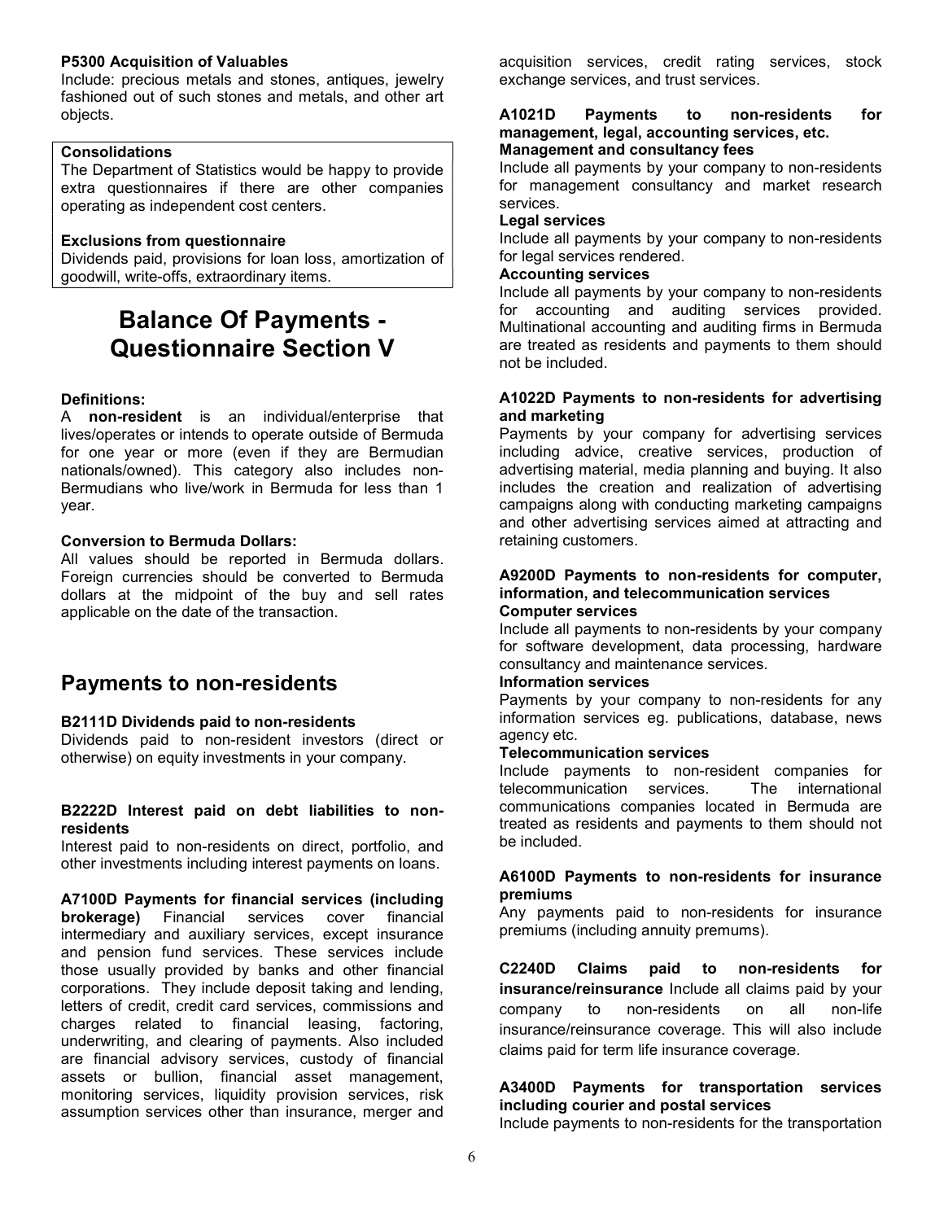**P5300 Acquisition of Valuables**
Include: precious metals and stones, antiques, jewelry fashioned out of such stones and metals, and other art objects.

**Consolidations**
The Department of Statistics would be happy to provide extra questionnaires if there are other companies operating as independent cost centers.

**Exclusions from questionnaire**
Dividends paid, provisions for loan loss, amortization of goodwill, write-offs, extraordinary items.

# Balance Of Payments - Questionnaire Section V

**Definitions:**
A **non-resident** is an individual/enterprise that lives/operates or intends to operate outside of Bermuda for one year or more (even if they are Bermudian nationals/owned). This category also includes non-Bermudians who live/work in Bermuda for less than 1 year.

**Conversion to Bermuda Dollars:**
All values should be reported in Bermuda dollars. Foreign currencies should be converted to Bermuda dollars at the midpoint of the buy and sell rates applicable on the date of the transaction.

## Payments to non-residents

**B2111D Dividends paid to non-residents**
Dividends paid to non-resident investors (direct or otherwise) on equity investments in your company.

**B2222D Interest paid on debt liabilities to non-residents**
Interest paid to non-residents on direct, portfolio, and other investments including interest payments on loans.

**A7100D Payments for financial services (including brokerage)** Financial services cover financial intermediary and auxiliary services, except insurance and pension fund services. These services include those usually provided by banks and other financial corporations. They include deposit taking and lending, letters of credit, credit card services, commissions and charges related to financial leasing, factoring, underwriting, and clearing of payments. Also included are financial advisory services, custody of financial assets or bullion, financial asset management, monitoring services, liquidity provision services, risk assumption services other than insurance, merger and acquisition services, credit rating services, stock exchange services, and trust services.

**A1021D Payments to non-residents for management, legal, accounting services, etc.**
**Management and consultancy fees**
Include all payments by your company to non-residents for management consultancy and market research services.
**Legal services**
Include all payments by your company to non-residents for legal services rendered.
**Accounting services**
Include all payments by your company to non-residents for accounting and auditing services provided. Multinational accounting and auditing firms in Bermuda are treated as residents and payments to them should not be included.

**A1022D Payments to non-residents for advertising and marketing**
Payments by your company for advertising services including advice, creative services, production of advertising material, media planning and buying. It also includes the creation and realization of advertising campaigns along with conducting marketing campaigns and other advertising services aimed at attracting and retaining customers.

**A9200D Payments to non-residents for computer, information, and telecommunication services**
**Computer services**
Include all payments to non-residents by your company for software development, data processing, hardware consultancy and maintenance services.
**Information services**
Payments by your company to non-residents for any information services eg. publications, database, news agency etc.
**Telecommunication services**
Include payments to non-resident companies for telecommunication services. The international communications companies located in Bermuda are treated as residents and payments to them should not be included.

**A6100D Payments to non-residents for insurance premiums**
Any payments paid to non-residents for insurance premiums (including annuity premums).

**C2240D Claims paid to non-residents for insurance/reinsurance** Include all claims paid by your company to non-residents on all non-life insurance/reinsurance coverage. This will also include claims paid for term life insurance coverage.

**A3400D Payments for transportation services including courier and postal services**
Include payments to non-residents for the transportation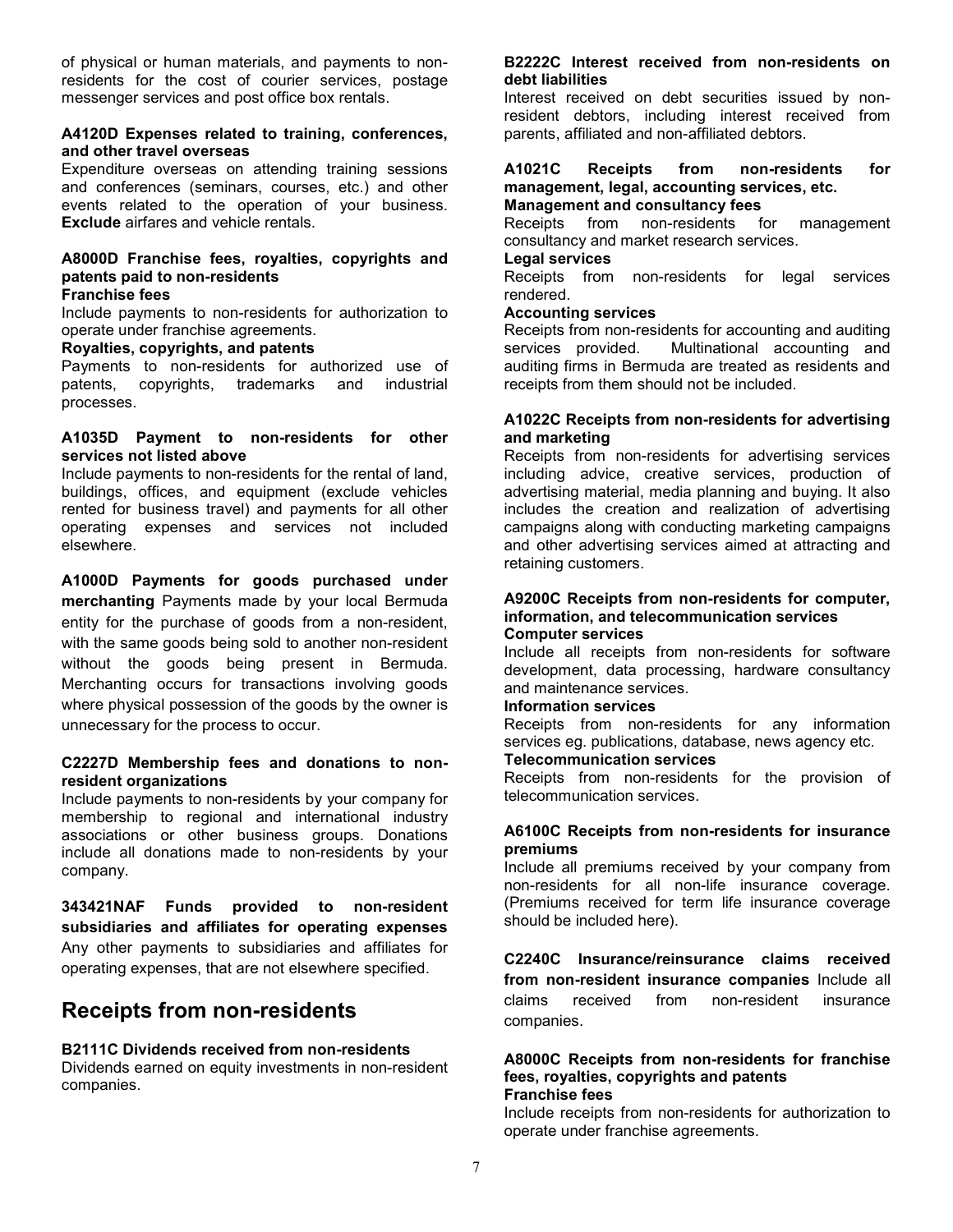of physical or human materials, and payments to non-residents for the cost of courier services, postage messenger services and post office box rentals.

**A4120D Expenses related to training, conferences, and other travel overseas**

Expenditure overseas on attending training sessions and conferences (seminars, courses, etc.) and other events related to the operation of your business. **Exclude** airfares and vehicle rentals.

**A8000D Franchise fees, royalties, copyrights and patents paid to non-residents**

**Franchise fees**

Include payments to non-residents for authorization to operate under franchise agreements.

**Royalties, copyrights, and patents**

Payments to non-residents for authorized use of patents, copyrights, trademarks and industrial processes.

**A1035D Payment to non-residents for other services not listed above**

Include payments to non-residents for the rental of land, buildings, offices, and equipment (exclude vehicles rented for business travel) and payments for all other operating expenses and services not included elsewhere.

**A1000D Payments for goods purchased under merchanting** Payments made by your local Bermuda entity for the purchase of goods from a non-resident, with the same goods being sold to another non-resident without the goods being present in Bermuda. Merchanting occurs for transactions involving goods where physical possession of the goods by the owner is unnecessary for the process to occur.

**C2227D Membership fees and donations to non-resident organizations**

Include payments to non-residents by your company for membership to regional and international industry associations or other business groups. Donations include all donations made to non-residents by your company.

**343421NAF Funds provided to non-resident subsidiaries and affiliates for operating expenses** Any other payments to subsidiaries and affiliates for operating expenses, that are not elsewhere specified.

## Receipts from non-residents

**B2111C Dividends received from non-residents**

Dividends earned on equity investments in non-resident companies.

**B2222C Interest received from non-residents on debt liabilities**

Interest received on debt securities issued by non-resident debtors, including interest received from parents, affiliated and non-affiliated debtors.

**A1021C Receipts from non-residents for management, legal, accounting services, etc.**

**Management and consultancy fees**

Receipts from non-residents for management consultancy and market research services.

**Legal services**

Receipts from non-residents for legal services rendered.

**Accounting services**

Receipts from non-residents for accounting and auditing services provided. Multinational accounting and auditing firms in Bermuda are treated as residents and receipts from them should not be included.

**A1022C Receipts from non-residents for advertising and marketing**

Receipts from non-residents for advertising services including advice, creative services, production of advertising material, media planning and buying. It also includes the creation and realization of advertising campaigns along with conducting marketing campaigns and other advertising services aimed at attracting and retaining customers.

**A9200C Receipts from non-residents for computer, information, and telecommunication services**

**Computer services**

Include all receipts from non-residents for software development, data processing, hardware consultancy and maintenance services.

**Information services**

Receipts from non-residents for any information services eg. publications, database, news agency etc.

**Telecommunication services**

Receipts from non-residents for the provision of telecommunication services.

**A6100C Receipts from non-residents for insurance premiums**

Include all premiums received by your company from non-residents for all non-life insurance coverage. (Premiums received for term life insurance coverage should be included here).

**C2240C Insurance/reinsurance claims received from non-resident insurance companies** Include all claims received from non-resident insurance companies.

**A8000C Receipts from non-residents for franchise fees, royalties, copyrights and patents**

**Franchise fees**

Include receipts from non-residents for authorization to operate under franchise agreements.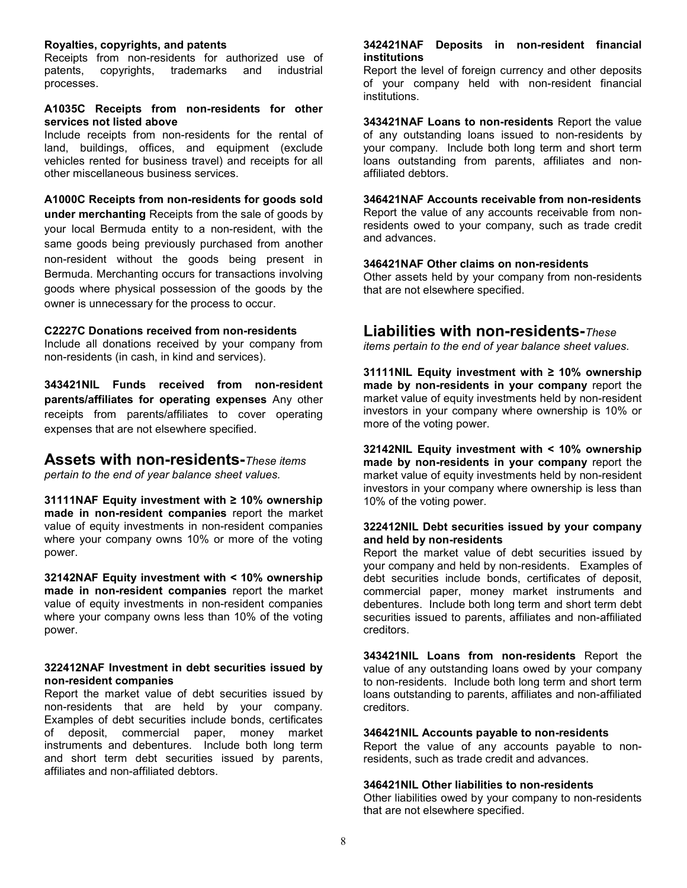**Royalties, copyrights, and patents**
Receipts from non-residents for authorized use of patents, copyrights, trademarks and industrial processes.

**A1035C Receipts from non-residents for other services not listed above**
Include receipts from non-residents for the rental of land, buildings, offices, and equipment (exclude vehicles rented for business travel) and receipts for all other miscellaneous business services.

**A1000C Receipts from non-residents for goods sold under merchanting** Receipts from the sale of goods by your local Bermuda entity to a non-resident, with the same goods being previously purchased from another non-resident without the goods being present in Bermuda. Merchanting occurs for transactions involving goods where physical possession of the goods by the owner is unnecessary for the process to occur.

**C2227C Donations received from non-residents**
Include all donations received by your company from non-residents (in cash, in kind and services).

**343421NIL Funds received from non-resident parents/affiliates for operating expenses** Any other receipts from parents/affiliates to cover operating expenses that are not elsewhere specified.

## Assets with non-residents-*These items pertain to the end of year balance sheet values.*

**31111NAF Equity investment with ≥ 10% ownership made in non-resident companies** report the market value of equity investments in non-resident companies where your company owns 10% or more of the voting power.

**32142NAF Equity investment with < 10% ownership made in non-resident companies** report the market value of equity investments in non-resident companies where your company owns less than 10% of the voting power.

**322412NAF Investment in debt securities issued by non-resident companies**
Report the market value of debt securities issued by non-residents that are held by your company. Examples of debt securities include bonds, certificates of deposit, commercial paper, money market instruments and debentures. Include both long term and short term debt securities issued by parents, affiliates and non-affiliated debtors.

**342421NAF Deposits in non-resident financial institutions**
Report the level of foreign currency and other deposits of your company held with non-resident financial institutions.

**343421NAF Loans to non-residents** Report the value of any outstanding loans issued to non-residents by your company. Include both long term and short term loans outstanding from parents, affiliates and non-affiliated debtors.

**346421NAF Accounts receivable from non-residents**
Report the value of any accounts receivable from non-residents owed to your company, such as trade credit and advances.

**346421NAF Other claims on non-residents**
Other assets held by your company from non-residents that are not elsewhere specified.

## Liabilities with non-residents-*These items pertain to the end of year balance sheet values.*

**31111NIL Equity investment with ≥ 10% ownership made by non-residents in your company** report the market value of equity investments held by non-resident investors in your company where ownership is 10% or more of the voting power.

**32142NIL Equity investment with < 10% ownership made by non-residents in your company** report the market value of equity investments held by non-resident investors in your company where ownership is less than 10% of the voting power.

**322412NIL Debt securities issued by your company and held by non-residents**
Report the market value of debt securities issued by your company and held by non-residents. Examples of debt securities include bonds, certificates of deposit, commercial paper, money market instruments and debentures. Include both long term and short term debt securities issued to parents, affiliates and non-affiliated creditors.

**343421NIL Loans from non-residents** Report the value of any outstanding loans owed by your company to non-residents. Include both long term and short term loans outstanding to parents, affiliates and non-affiliated creditors.

**346421NIL Accounts payable to non-residents**
Report the value of any accounts payable to non-residents, such as trade credit and advances.

**346421NIL Other liabilities to non-residents**
Other liabilities owed by your company to non-residents that are not elsewhere specified.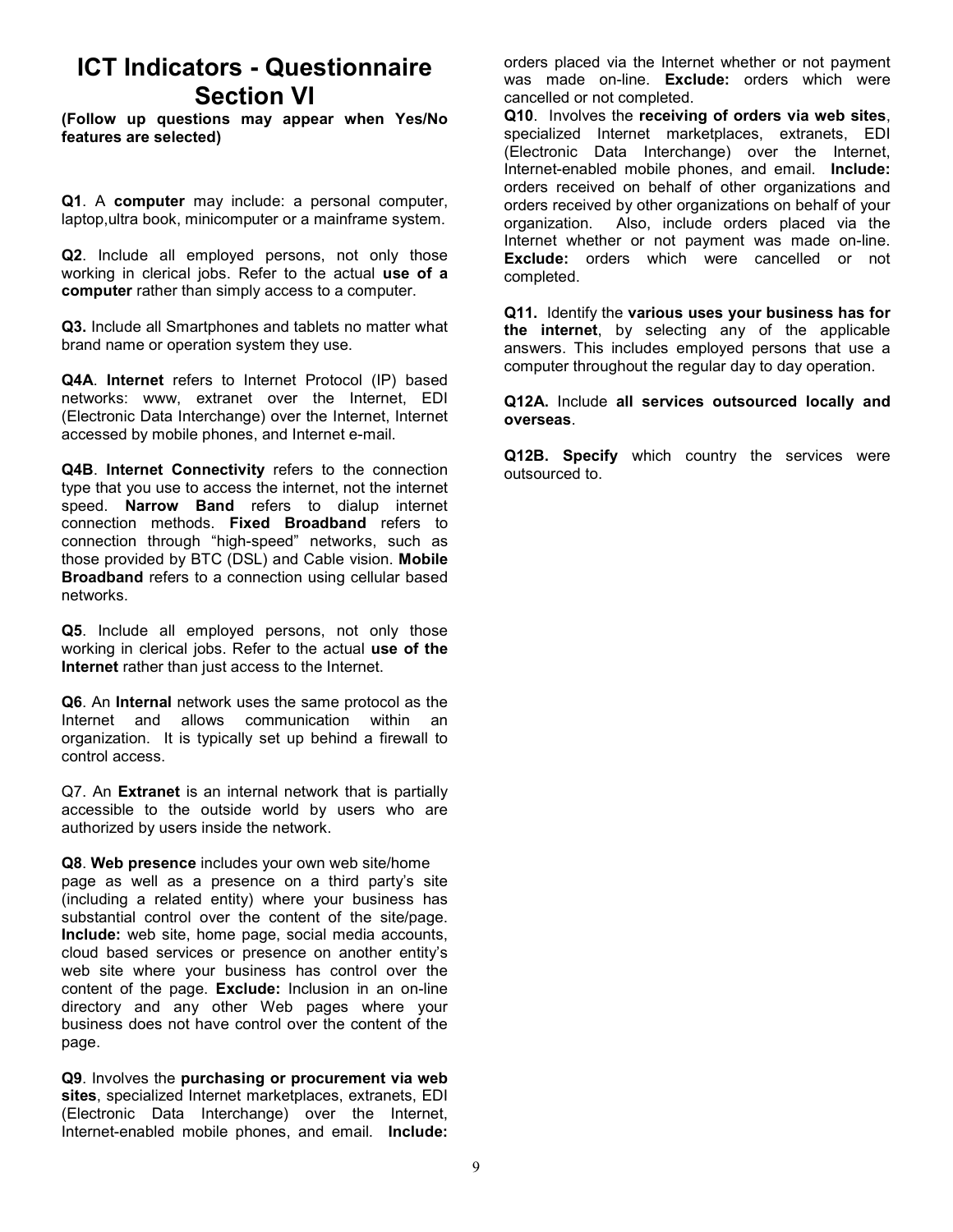# ICT Indicators - Questionnaire Section VI

**(Follow up questions may appear when Yes/No features are selected)**

**Q1**. A **computer** may include: a personal computer, laptop,ultra book, minicomputer or a mainframe system.

**Q2**. Include all employed persons, not only those working in clerical jobs. Refer to the actual **use of a computer** rather than simply access to a computer.

**Q3.** Include all Smartphones and tablets no matter what brand name or operation system they use.

**Q4A**. **Internet** refers to Internet Protocol (IP) based networks: www, extranet over the Internet, EDI (Electronic Data Interchange) over the Internet, Internet accessed by mobile phones, and Internet e-mail.

**Q4B**. **Internet Connectivity** refers to the connection type that you use to access the internet, not the internet speed. **Narrow Band** refers to dialup internet connection methods. **Fixed Broadband** refers to connection through "high-speed" networks, such as those provided by BTC (DSL) and Cable vision. **Mobile Broadband** refers to a connection using cellular based networks.

**Q5**. Include all employed persons, not only those working in clerical jobs. Refer to the actual **use of the Internet** rather than just access to the Internet.

**Q6**. An **Internal** network uses the same protocol as the Internet and allows communication within an organization. It is typically set up behind a firewall to control access.

Q7. An **Extranet** is an internal network that is partially accessible to the outside world by users who are authorized by users inside the network.

**Q8**. **Web presence** includes your own web site/home page as well as a presence on a third party's site (including a related entity) where your business has substantial control over the content of the site/page. **Include:** web site, home page, social media accounts, cloud based services or presence on another entity's web site where your business has control over the content of the page. **Exclude:** Inclusion in an on-line directory and any other Web pages where your business does not have control over the content of the page.

**Q9**. Involves the **purchasing or procurement via web sites**, specialized Internet marketplaces, extranets, EDI (Electronic Data Interchange) over the Internet, Internet-enabled mobile phones, and email. **Include:** orders placed via the Internet whether or not payment was made on-line. **Exclude:** orders which were cancelled or not completed.

**Q10**. Involves the **receiving of orders via web sites**, specialized Internet marketplaces, extranets, EDI (Electronic Data Interchange) over the Internet, Internet-enabled mobile phones, and email. **Include:** orders received on behalf of other organizations and orders received by other organizations on behalf of your organization. Also, include orders placed via the Internet whether or not payment was made on-line. **Exclude:** orders which were cancelled or not completed.

**Q11.** Identify the **various uses your business has for the internet**, by selecting any of the applicable answers. This includes employed persons that use a computer throughout the regular day to day operation.

**Q12A.** Include **all services outsourced locally and overseas**.

**Q12B. Specify** which country the services were outsourced to.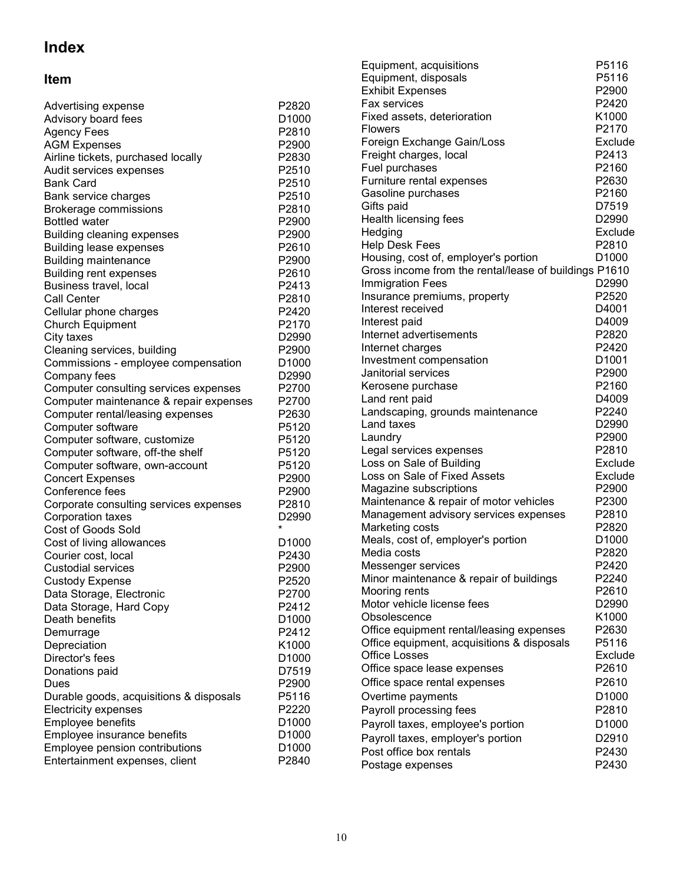# Index

## Item

| Item | Code |
|---|---|
| Advertising expense | P2820 |
| Advisory board fees | D1000 |
| Agency Fees | P2810 |
| AGM Expenses | P2900 |
| Airline tickets, purchased locally | P2830 |
| Audit services expenses | P2510 |
| Bank Card | P2510 |
| Bank service charges | P2510 |
| Brokerage commissions | P2810 |
| Bottled water | P2900 |
| Building cleaning expenses | P2900 |
| Building lease expenses | P2610 |
| Building maintenance | P2900 |
| Building rent expenses | P2610 |
| Business travel, local | P2413 |
| Call Center | P2810 |
| Cellular phone charges | P2420 |
| Church Equipment | P2170 |
| City taxes | D2990 |
| Cleaning services, building | P2900 |
| Commissions - employee compensation | D1000 |
| Company fees | D2990 |
| Computer consulting services expenses | P2700 |
| Computer maintenance & repair expenses | P2700 |
| Computer rental/leasing expenses | P2630 |
| Computer software | P5120 |
| Computer software, customize | P5120 |
| Computer software, off-the shelf | P5120 |
| Computer software, own-account | P5120 |
| Concert Expenses | P2900 |
| Conference fees | P2900 |
| Corporate consulting services expenses | P2810 |
| Corporation taxes | D2990 |
| Cost of Goods Sold | * |
| Cost of living allowances | D1000 |
| Courier cost, local | P2430 |
| Custodial services | P2900 |
| Custody Expense | P2520 |
| Data Storage, Electronic | P2700 |
| Data Storage, Hard Copy | P2412 |
| Death benefits | D1000 |
| Demurrage | P2412 |
| Depreciation | K1000 |
| Director's fees | D1000 |
| Donations paid | D7519 |
| Dues | P2900 |
| Durable goods, acquisitions & disposals | P5116 |
| Electricity expenses | P2220 |
| Employee benefits | D1000 |
| Employee insurance benefits | D1000 |
| Employee pension contributions | D1000 |
| Entertainment expenses, client | P2840 |
| Equipment, acquisitions | P5116 |
| Equipment, disposals | P5116 |
| Exhibit Expenses | P2900 |
| Fax services | P2420 |
| Fixed assets, deterioration | K1000 |
| Flowers | P2170 |
| Foreign Exchange Gain/Loss | Exclude |
| Freight charges, local | P2413 |
| Fuel purchases | P2160 |
| Furniture rental expenses | P2630 |
| Gasoline purchases | P2160 |
| Gifts paid | D7519 |
| Health licensing fees | D2990 |
| Hedging | Exclude |
| Help Desk Fees | P2810 |
| Housing, cost of, employer's portion | D1000 |
| Gross income from the rental/lease of buildings | P1610 |
| Immigration Fees | D2990 |
| Insurance premiums, property | P2520 |
| Interest received | D4001 |
| Interest paid | D4009 |
| Internet advertisements | P2820 |
| Internet charges | P2420 |
| Investment compensation | D1001 |
| Janitorial services | P2900 |
| Kerosene purchase | P2160 |
| Land rent paid | D4009 |
| Landscaping, grounds maintenance | P2240 |
| Land taxes | D2990 |
| Laundry | P2900 |
| Legal services expenses | P2810 |
| Loss on Sale of Building | Exclude |
| Loss on Sale of Fixed Assets | Exclude |
| Magazine subscriptions | P2900 |
| Maintenance & repair of motor vehicles | P2300 |
| Management advisory services expenses | P2810 |
| Marketing costs | P2820 |
| Meals, cost of, employer's portion | D1000 |
| Media costs | P2820 |
| Messenger services | P2420 |
| Minor maintenance & repair of buildings | P2240 |
| Mooring rents | P2610 |
| Motor vehicle license fees | D2990 |
| Obsolescence | K1000 |
| Office equipment rental/leasing expenses | P2630 |
| Office equipment, acquisitions & disposals | P5116 |
| Office Losses | Exclude |
| Office space lease expenses | P2610 |
| Office space rental expenses | P2610 |
| Overtime payments | D1000 |
| Payroll processing fees | P2810 |
| Payroll taxes, employee's portion | D1000 |
| Payroll taxes, employer's portion | D2910 |
| Post office box rentals | P2430 |
| Postage expenses | P2430 |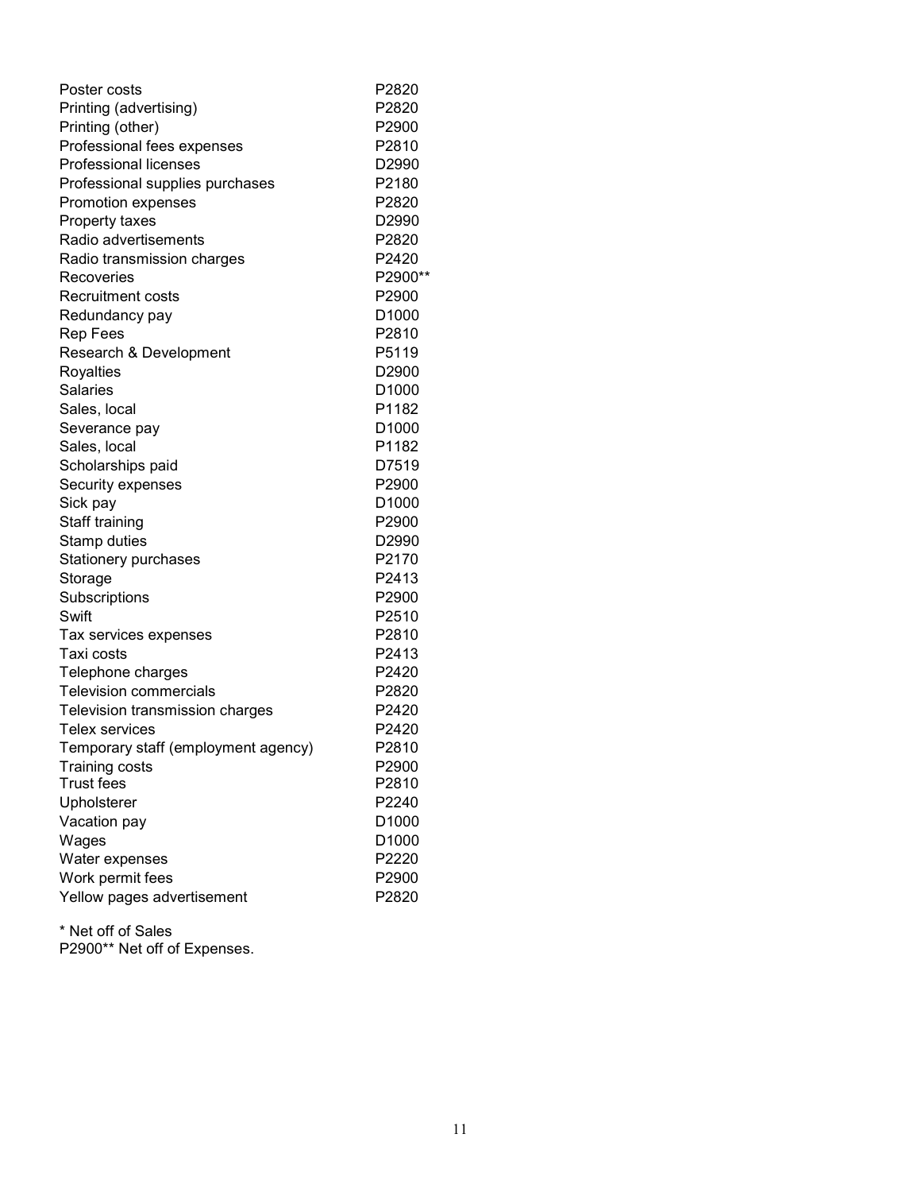| | |
|---|---|
| Poster costs | P2820 |
| Printing (advertising) | P2820 |
| Printing (other) | P2900 |
| Professional fees expenses | P2810 |
| Professional licenses | D2990 |
| Professional supplies purchases | P2180 |
| Promotion expenses | P2820 |
| Property taxes | D2990 |
| Radio advertisements | P2820 |
| Radio transmission charges | P2420 |
| Recoveries | P2900** |
| Recruitment costs | P2900 |
| Redundancy pay | D1000 |
| Rep Fees | P2810 |
| Research & Development | P5119 |
| Royalties | D2900 |
| Salaries | D1000 |
| Sales, local | P1182 |
| Severance pay | D1000 |
| Sales, local | P1182 |
| Scholarships paid | D7519 |
| Security expenses | P2900 |
| Sick pay | D1000 |
| Staff training | P2900 |
| Stamp duties | D2990 |
| Stationery purchases | P2170 |
| Storage | P2413 |
| Subscriptions | P2900 |
| Swift | P2510 |
| Tax services expenses | P2810 |
| Taxi costs | P2413 |
| Telephone charges | P2420 |
| Television commercials | P2820 |
| Television transmission charges | P2420 |
| Telex services | P2420 |
| Temporary staff (employment agency) | P2810 |
| Training costs | P2900 |
| Trust fees | P2810 |
| Upholsterer | P2240 |
| Vacation pay | D1000 |
| Wages | D1000 |
| Water expenses | P2220 |
| Work permit fees | P2900 |
| Yellow pages advertisement | P2820 |

\* Net off of Sales

P2900** Net off of Expenses.